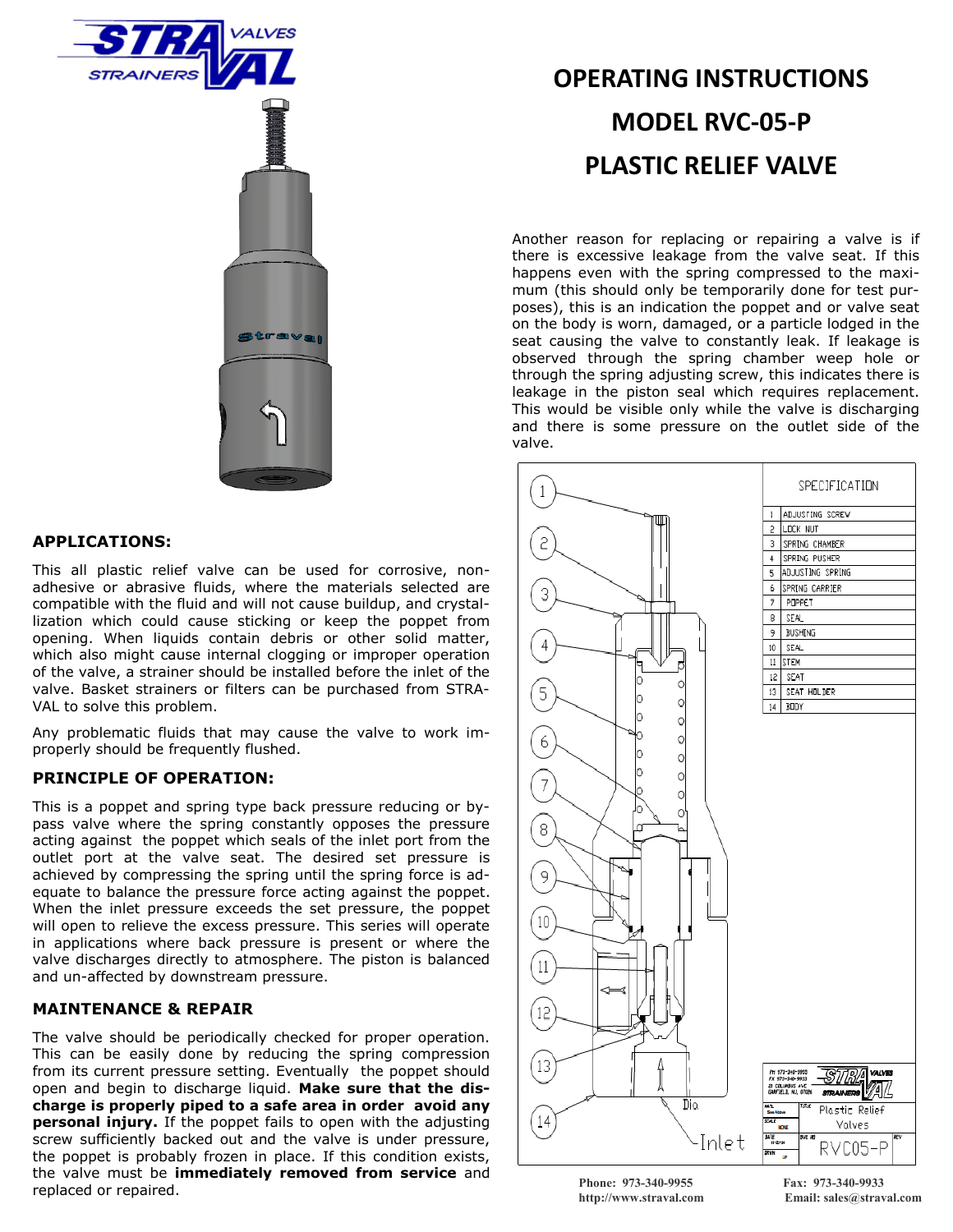# OPERATING INSTRUCTIONS

# MODEL RVC-05-P

# PLASTIC RELIEF VALVE

## APPLICATIONS:

This all plastic relief valve can be used for corrosive, non-adhesive or abrasive fluids, where the materials selected are compatible with the fluid and will not cause buildup, and crystallization which could cause sticking or keep the poppet from opening. When liquids contain debris or other solid matter, which also might cause internal clogging or improper operation of the valve, a strainer should be installed before the inlet of the valve. Basket strainers or filters can be purchased from STRA-VAL to solve this problem.

Any problematic fluids that may cause the valve to work improperly should be frequently flushed.

## PRINCIPLE OF OPERATION:

This is a poppet and spring type back pressure reducing or by-pass valve where the spring constantly opposes the pressure acting against the poppet which seals of the inlet port from the outlet port at the valve seat. The desired set pressure is achieved by compressing the spring until the spring force is adequate to balance the pressure force acting against the poppet. When the inlet pressure exceeds the set pressure, the poppet will open to relieve the excess pressure. This series will operate in applications where back pressure is present or where the valve discharges directly to atmosphere. The piston is balanced and un-affected by downstream pressure.

## MAINTENANCE & REPAIR

The valve should be periodically checked for proper operation. This can be easily done by reducing the spring compression from its current pressure setting. Eventually the poppet should open and begin to discharge liquid. **Make sure that the discharge is properly piped to a safe area in order avoid any personal injury.** If the poppet fails to open with the adjusting screw sufficiently backed out and the valve is under pressure, the poppet is probably frozen in place. If this condition exists, the valve must be **immediately removed from service** and replaced or repaired.

Another reason for replacing or repairing a valve is if there is excessive leakage from the valve seat. If this happens even with the spring compressed to the maximum (this should only be temporarily done for test purposes), this is an indication the poppet and or valve seat on the body is worn, damaged, or a particle lodged in the seat causing the valve to constantly leak. If leakage is observed through the spring chamber weep hole or through the spring adjusting screw, this indicates there is leakage in the piston seal which requires replacement. This would be visible only while the valve is discharging and there is some pressure on the outlet side of the valve.

| | SPECIFICATION |
|---|---|
| 1 | ADJUSTING SCREW |
| 2 | LOCK NUT |
| 3 | SPRING CHAMBER |
| 4 | SPRING PUSHER |
| 5 | ADJUSTING SPRING |
| 6 | SPRING CARRIER |
| 7 | POPPET |
| 8 | SEAL |
| 9 | BUSHING |
| 10 | SEAL |
| 11 | STEM |
| 12 | SEAT |
| 13 | SEAT HOLDER |
| 14 | BODY |

Phone: 973-340-9955
http://www.straval.com

Fax: 973-340-9933
Email: sales@straval.com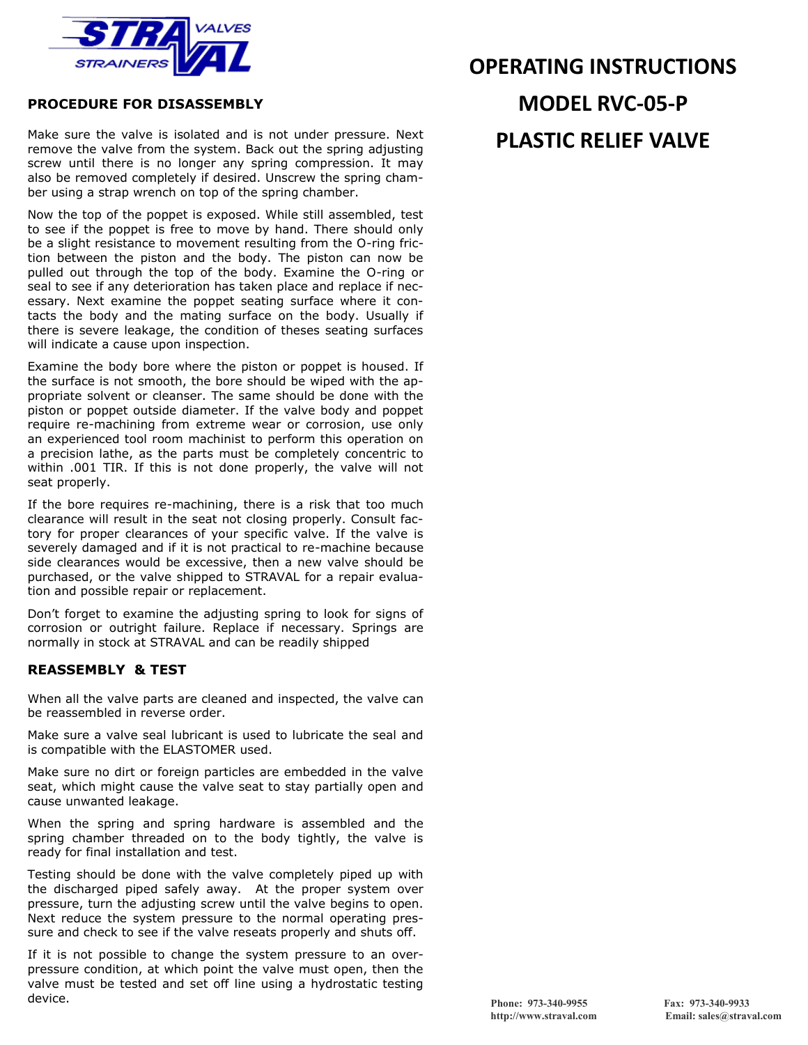# OPERATING INSTRUCTIONS

# MODEL RVC-05-P

# PLASTIC RELIEF VALVE

## PROCEDURE FOR DISASSEMBLY

Make sure the valve is isolated and is not under pressure. Next remove the valve from the system. Back out the spring adjusting screw until there is no longer any spring compression. It may also be removed completely if desired. Unscrew the spring chamber using a strap wrench on top of the spring chamber.

Now the top of the poppet is exposed. While still assembled, test to see if the poppet is free to move by hand. There should only be a slight resistance to movement resulting from the O-ring friction between the piston and the body. The piston can now be pulled out through the top of the body. Examine the O-ring or seal to see if any deterioration has taken place and replace if necessary. Next examine the poppet seating surface where it contacts the body and the mating surface on the body. Usually if there is severe leakage, the condition of theses seating surfaces will indicate a cause upon inspection.

Examine the body bore where the piston or poppet is housed. If the surface is not smooth, the bore should be wiped with the appropriate solvent or cleanser. The same should be done with the piston or poppet outside diameter. If the valve body and poppet require re-machining from extreme wear or corrosion, use only an experienced tool room machinist to perform this operation on a precision lathe, as the parts must be completely concentric to within .001 TIR. If this is not done properly, the valve will not seat properly.

If the bore requires re-machining, there is a risk that too much clearance will result in the seat not closing properly. Consult factory for proper clearances of your specific valve. If the valve is severely damaged and if it is not practical to re-machine because side clearances would be excessive, then a new valve should be purchased, or the valve shipped to STRAVAL for a repair evaluation and possible repair or replacement.

Don't forget to examine the adjusting spring to look for signs of corrosion or outright failure. Replace if necessary. Springs are normally in stock at STRAVAL and can be readily shipped

## REASSEMBLY & TEST

When all the valve parts are cleaned and inspected, the valve can be reassembled in reverse order.

Make sure a valve seal lubricant is used to lubricate the seal and is compatible with the ELASTOMER used.

Make sure no dirt or foreign particles are embedded in the valve seat, which might cause the valve seat to stay partially open and cause unwanted leakage.

When the spring and spring hardware is assembled and the spring chamber threaded on to the body tightly, the valve is ready for final installation and test.

Testing should be done with the valve completely piped up with the discharged piped safely away. At the proper system over pressure, turn the adjusting screw until the valve begins to open. Next reduce the system pressure to the normal operating pressure and check to see if the valve reseats properly and shuts off.

If it is not possible to change the system pressure to an overpressure condition, at which point the valve must open, then the valve must be tested and set off line using a hydrostatic testing device.